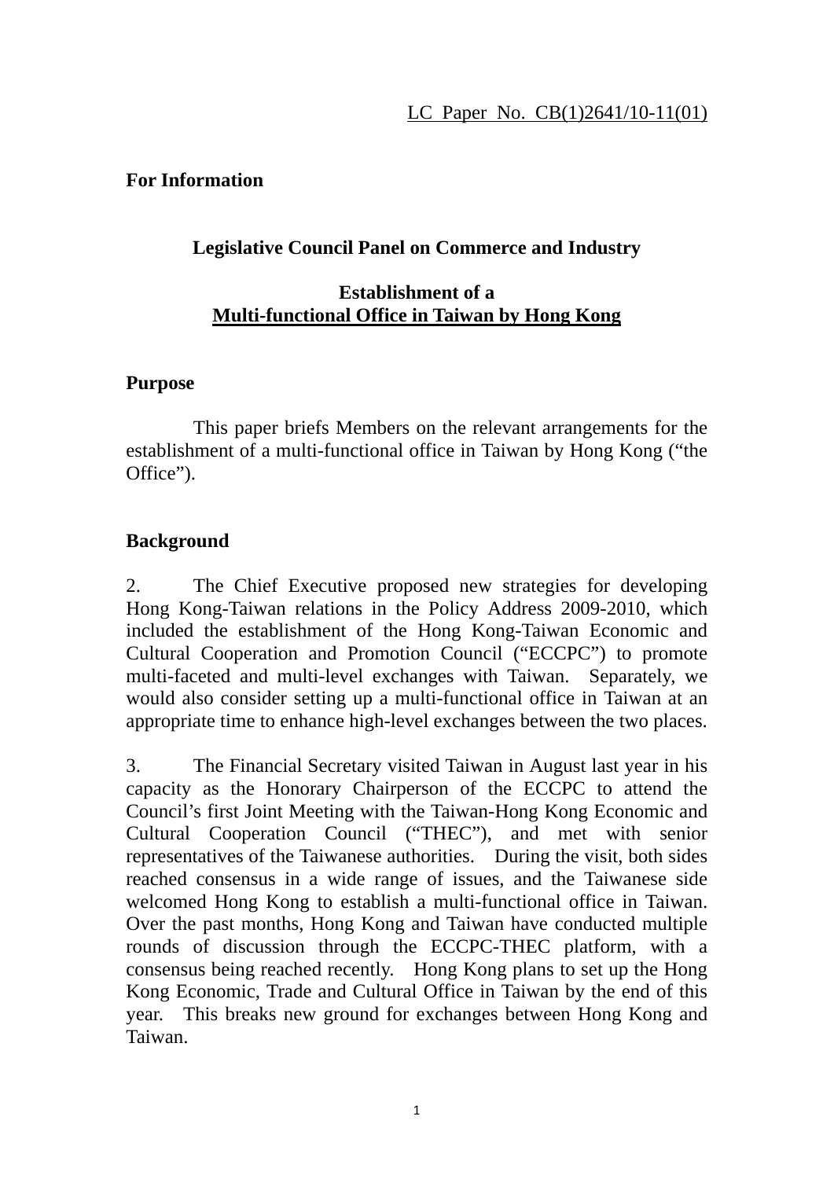LC Paper No. CB(1)2641/10-11(01)

**For Information**

**Legislative Council Panel on Commerce and Industry**

**Establishment of a**
**Multi-functional Office in Taiwan by Hong Kong**

**Purpose**

This paper briefs Members on the relevant arrangements for the establishment of a multi-functional office in Taiwan by Hong Kong (“the Office”).

**Background**

2. The Chief Executive proposed new strategies for developing Hong Kong-Taiwan relations in the Policy Address 2009-2010, which included the establishment of the Hong Kong-Taiwan Economic and Cultural Cooperation and Promotion Council (“ECCPC”) to promote multi-faceted and multi-level exchanges with Taiwan. Separately, we would also consider setting up a multi-functional office in Taiwan at an appropriate time to enhance high-level exchanges between the two places.

3. The Financial Secretary visited Taiwan in August last year in his capacity as the Honorary Chairperson of the ECCPC to attend the Council’s first Joint Meeting with the Taiwan-Hong Kong Economic and Cultural Cooperation Council (“THEC”), and met with senior representatives of the Taiwanese authorities. During the visit, both sides reached consensus in a wide range of issues, and the Taiwanese side welcomed Hong Kong to establish a multi-functional office in Taiwan. Over the past months, Hong Kong and Taiwan have conducted multiple rounds of discussion through the ECCPC-THEC platform, with a consensus being reached recently. Hong Kong plans to set up the Hong Kong Economic, Trade and Cultural Office in Taiwan by the end of this year. This breaks new ground for exchanges between Hong Kong and Taiwan.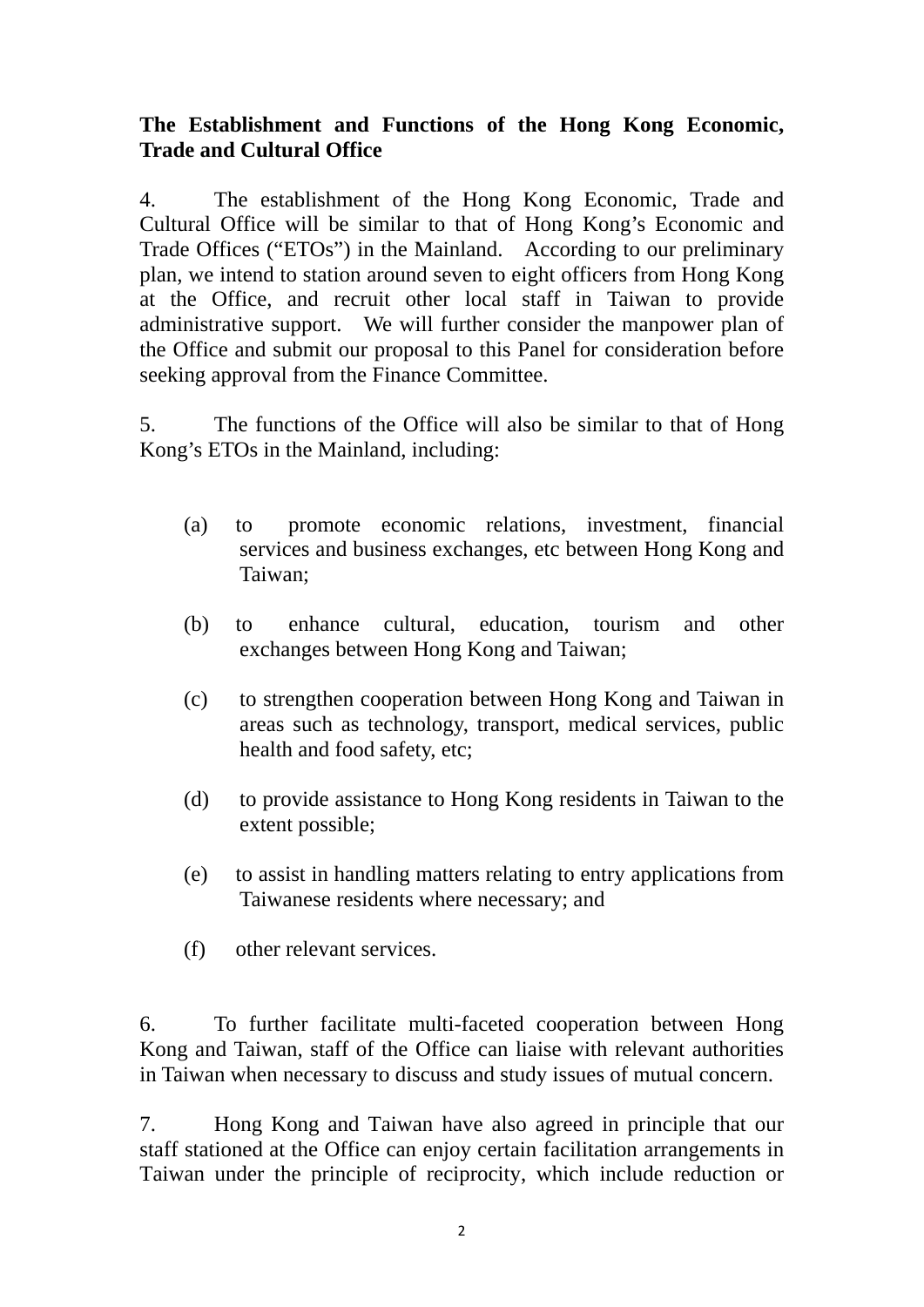**The Establishment and Functions of the Hong Kong Economic, Trade and Cultural Office**

4. The establishment of the Hong Kong Economic, Trade and Cultural Office will be similar to that of Hong Kong's Economic and Trade Offices ("ETOs") in the Mainland. According to our preliminary plan, we intend to station around seven to eight officers from Hong Kong at the Office, and recruit other local staff in Taiwan to provide administrative support. We will further consider the manpower plan of the Office and submit our proposal to this Panel for consideration before seeking approval from the Finance Committee.

5. The functions of the Office will also be similar to that of Hong Kong's ETOs in the Mainland, including:

(a) to promote economic relations, investment, financial services and business exchanges, etc between Hong Kong and Taiwan;

(b) to enhance cultural, education, tourism and other exchanges between Hong Kong and Taiwan;

(c) to strengthen cooperation between Hong Kong and Taiwan in areas such as technology, transport, medical services, public health and food safety, etc;

(d) to provide assistance to Hong Kong residents in Taiwan to the extent possible;

(e) to assist in handling matters relating to entry applications from Taiwanese residents where necessary; and

(f) other relevant services.

6. To further facilitate multi-faceted cooperation between Hong Kong and Taiwan, staff of the Office can liaise with relevant authorities in Taiwan when necessary to discuss and study issues of mutual concern.

7. Hong Kong and Taiwan have also agreed in principle that our staff stationed at the Office can enjoy certain facilitation arrangements in Taiwan under the principle of reciprocity, which include reduction or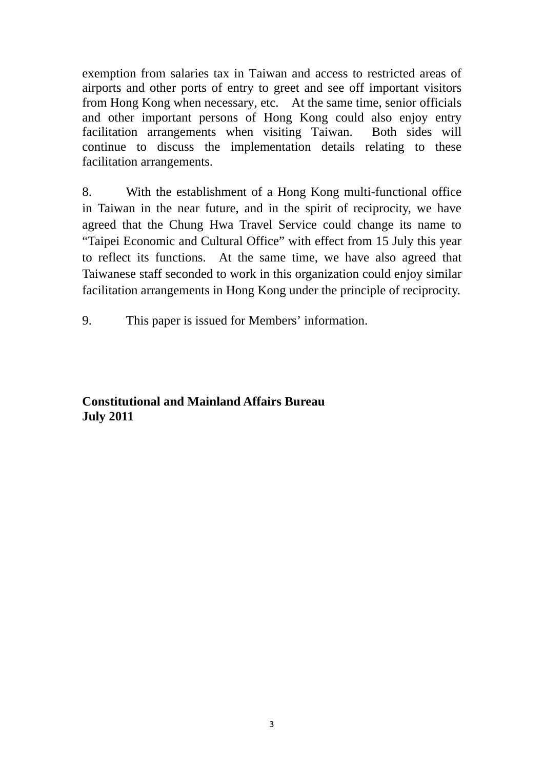exemption from salaries tax in Taiwan and access to restricted areas of airports and other ports of entry to greet and see off important visitors from Hong Kong when necessary, etc. At the same time, senior officials and other important persons of Hong Kong could also enjoy entry facilitation arrangements when visiting Taiwan. Both sides will continue to discuss the implementation details relating to these facilitation arrangements.

8. With the establishment of a Hong Kong multi-functional office in Taiwan in the near future, and in the spirit of reciprocity, we have agreed that the Chung Hwa Travel Service could change its name to "Taipei Economic and Cultural Office" with effect from 15 July this year to reflect its functions. At the same time, we have also agreed that Taiwanese staff seconded to work in this organization could enjoy similar facilitation arrangements in Hong Kong under the principle of reciprocity.

9. This paper is issued for Members' information.

**Constitutional and Mainland Affairs Bureau**
**July 2011**